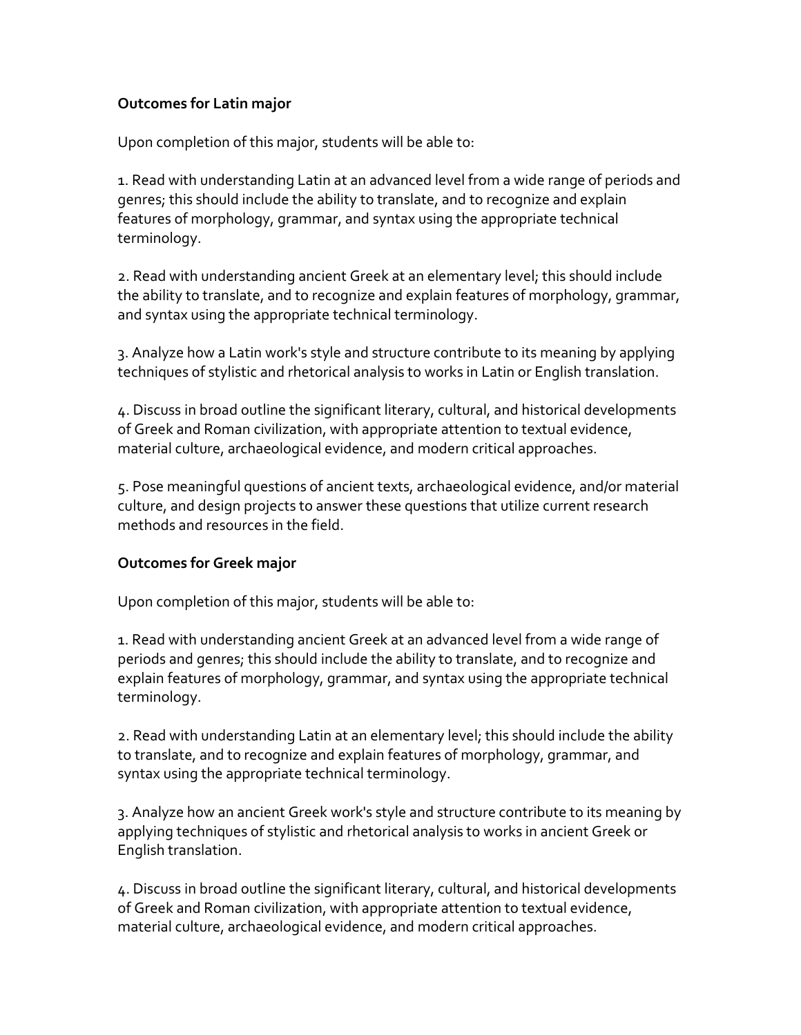**Outcomes for Latin major**

Upon completion of this major, students will be able to:

1. Read with understanding Latin at an advanced level from a wide range of periods and genres; this should include the ability to translate, and to recognize and explain features of morphology, grammar, and syntax using the appropriate technical terminology.

2. Read with understanding ancient Greek at an elementary level; this should include the ability to translate, and to recognize and explain features of morphology, grammar, and syntax using the appropriate technical terminology.

3. Analyze how a Latin work's style and structure contribute to its meaning by applying techniques of stylistic and rhetorical analysis to works in Latin or English translation.

4. Discuss in broad outline the significant literary, cultural, and historical developments of Greek and Roman civilization, with appropriate attention to textual evidence, material culture, archaeological evidence, and modern critical approaches.

5. Pose meaningful questions of ancient texts, archaeological evidence, and/or material culture, and design projects to answer these questions that utilize current research methods and resources in the field.

**Outcomes for Greek major**

Upon completion of this major, students will be able to:

1. Read with understanding ancient Greek at an advanced level from a wide range of periods and genres; this should include the ability to translate, and to recognize and explain features of morphology, grammar, and syntax using the appropriate technical terminology.

2. Read with understanding Latin at an elementary level; this should include the ability to translate, and to recognize and explain features of morphology, grammar, and syntax using the appropriate technical terminology.

3. Analyze how an ancient Greek work's style and structure contribute to its meaning by applying techniques of stylistic and rhetorical analysis to works in ancient Greek or English translation.

4. Discuss in broad outline the significant literary, cultural, and historical developments of Greek and Roman civilization, with appropriate attention to textual evidence, material culture, archaeological evidence, and modern critical approaches.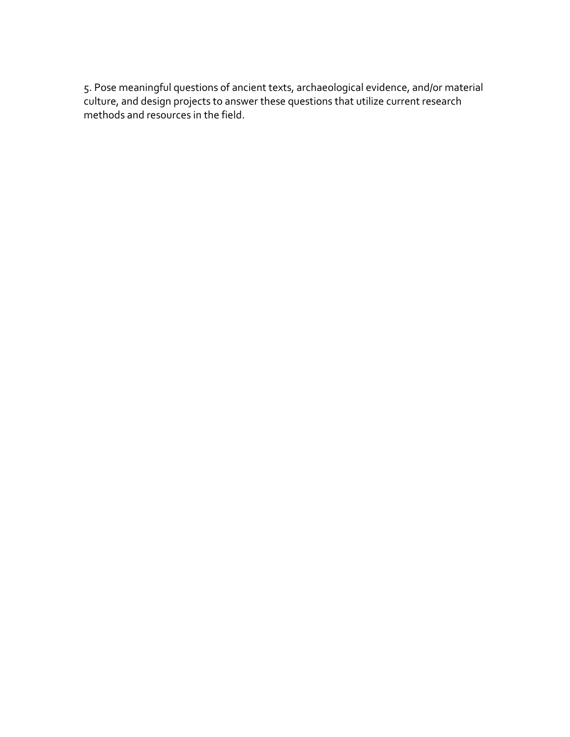5. Pose meaningful questions of ancient texts, archaeological evidence, and/or material culture, and design projects to answer these questions that utilize current research methods and resources in the field.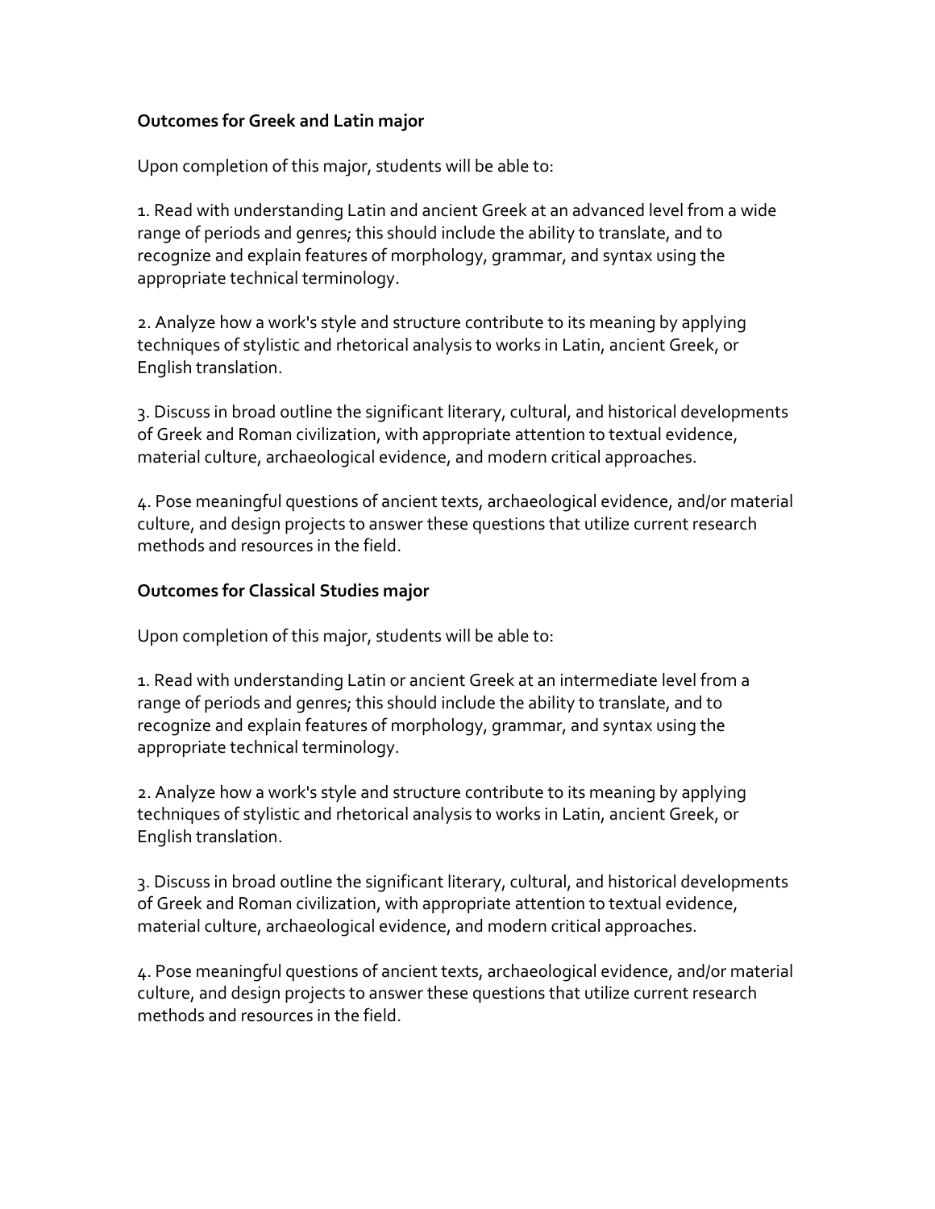**Outcomes for Greek and Latin major**

Upon completion of this major, students will be able to:

1. Read with understanding Latin and ancient Greek at an advanced level from a wide range of periods and genres; this should include the ability to translate, and to recognize and explain features of morphology, grammar, and syntax using the appropriate technical terminology.

2. Analyze how a work's style and structure contribute to its meaning by applying techniques of stylistic and rhetorical analysis to works in Latin, ancient Greek, or English translation.

3. Discuss in broad outline the significant literary, cultural, and historical developments of Greek and Roman civilization, with appropriate attention to textual evidence, material culture, archaeological evidence, and modern critical approaches.

4. Pose meaningful questions of ancient texts, archaeological evidence, and/or material culture, and design projects to answer these questions that utilize current research methods and resources in the field.

**Outcomes for Classical Studies major**

Upon completion of this major, students will be able to:

1. Read with understanding Latin or ancient Greek at an intermediate level from a range of periods and genres; this should include the ability to translate, and to recognize and explain features of morphology, grammar, and syntax using the appropriate technical terminology.

2. Analyze how a work's style and structure contribute to its meaning by applying techniques of stylistic and rhetorical analysis to works in Latin, ancient Greek, or English translation.

3. Discuss in broad outline the significant literary, cultural, and historical developments of Greek and Roman civilization, with appropriate attention to textual evidence, material culture, archaeological evidence, and modern critical approaches.

4. Pose meaningful questions of ancient texts, archaeological evidence, and/or material culture, and design projects to answer these questions that utilize current research methods and resources in the field.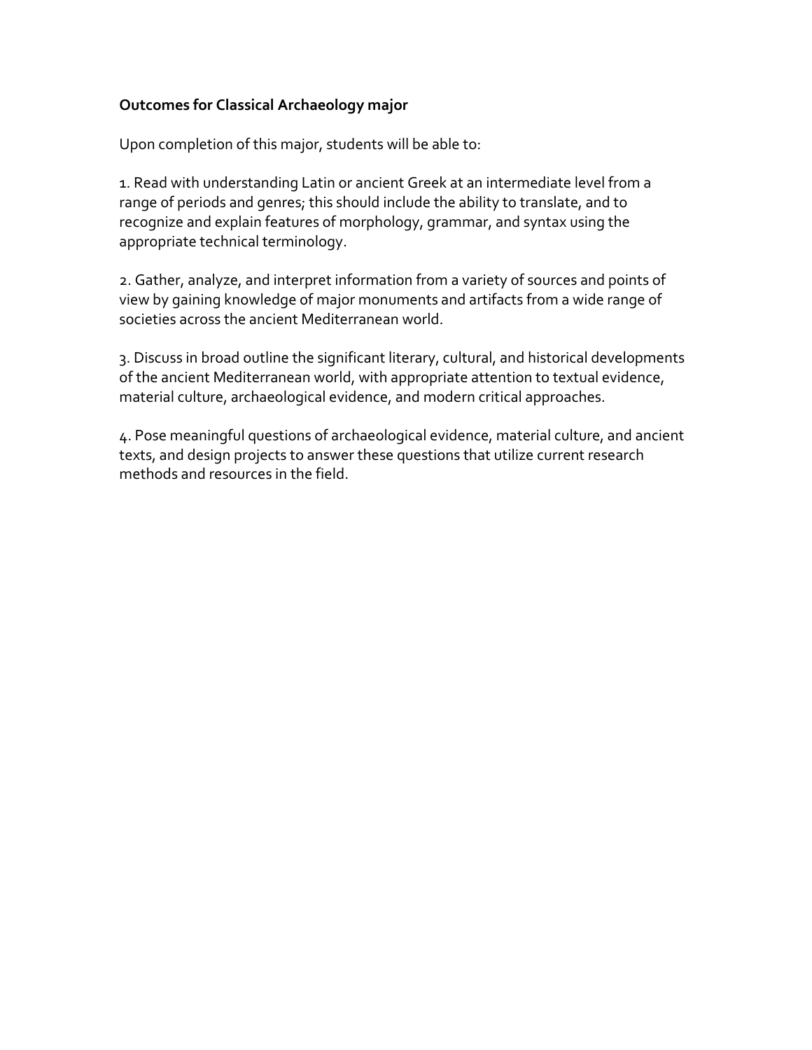**Outcomes for Classical Archaeology major**

Upon completion of this major, students will be able to:

1. Read with understanding Latin or ancient Greek at an intermediate level from a range of periods and genres; this should include the ability to translate, and to recognize and explain features of morphology, grammar, and syntax using the appropriate technical terminology.

2. Gather, analyze, and interpret information from a variety of sources and points of view by gaining knowledge of major monuments and artifacts from a wide range of societies across the ancient Mediterranean world.

3. Discuss in broad outline the significant literary, cultural, and historical developments of the ancient Mediterranean world, with appropriate attention to textual evidence, material culture, archaeological evidence, and modern critical approaches.

4. Pose meaningful questions of archaeological evidence, material culture, and ancient texts, and design projects to answer these questions that utilize current research methods and resources in the field.